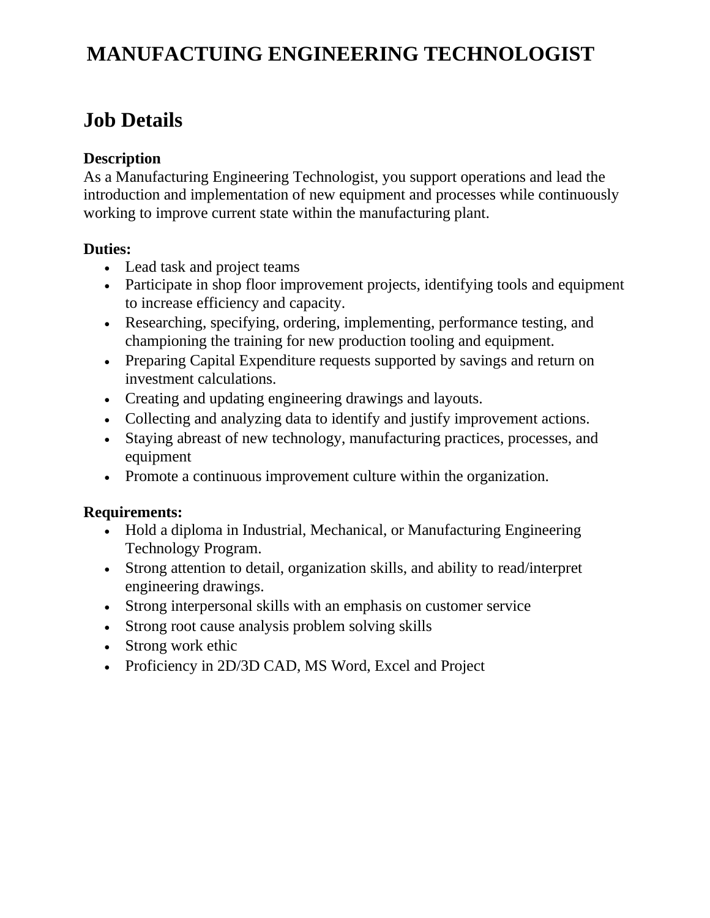# MANUFACTUING ENGINEERING TECHNOLOGIST

## Job Details

**Description**

As a Manufacturing Engineering Technologist, you support operations and lead the introduction and implementation of new equipment and processes while continuously working to improve current state within the manufacturing plant.

**Duties:**

- Lead task and project teams
- Participate in shop floor improvement projects, identifying tools and equipment to increase efficiency and capacity.
- Researching, specifying, ordering, implementing, performance testing, and championing the training for new production tooling and equipment.
- Preparing Capital Expenditure requests supported by savings and return on investment calculations.
- Creating and updating engineering drawings and layouts.
- Collecting and analyzing data to identify and justify improvement actions.
- Staying abreast of new technology, manufacturing practices, processes, and equipment
- Promote a continuous improvement culture within the organization.

**Requirements:**

- Hold a diploma in Industrial, Mechanical, or Manufacturing Engineering Technology Program.
- Strong attention to detail, organization skills, and ability to read/interpret engineering drawings.
- Strong interpersonal skills with an emphasis on customer service
- Strong root cause analysis problem solving skills
- Strong work ethic
- Proficiency in 2D/3D CAD, MS Word, Excel and Project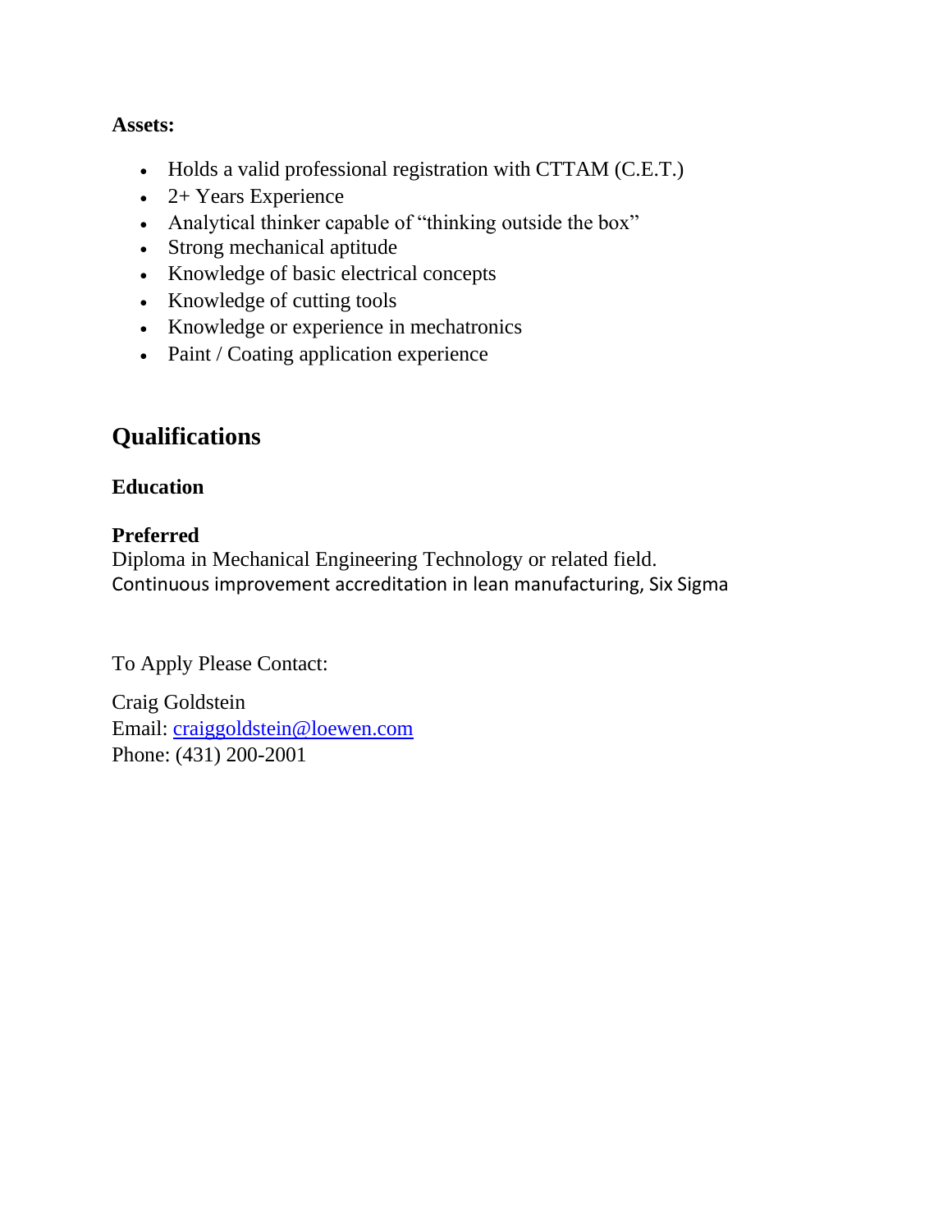**Assets:**

- Holds a valid professional registration with CTTAM (C.E.T.)
- 2+ Years Experience
- Analytical thinker capable of "thinking outside the box"
- Strong mechanical aptitude
- Knowledge of basic electrical concepts
- Knowledge of cutting tools
- Knowledge or experience in mechatronics
- Paint / Coating application experience

## Qualifications

**Education**

**Preferred**
Diploma in Mechanical Engineering Technology or related field.
Continuous improvement accreditation in lean manufacturing, Six Sigma

To Apply Please Contact:

Craig Goldstein
Email: craiggoldstein@loewen.com
Phone: (431) 200-2001